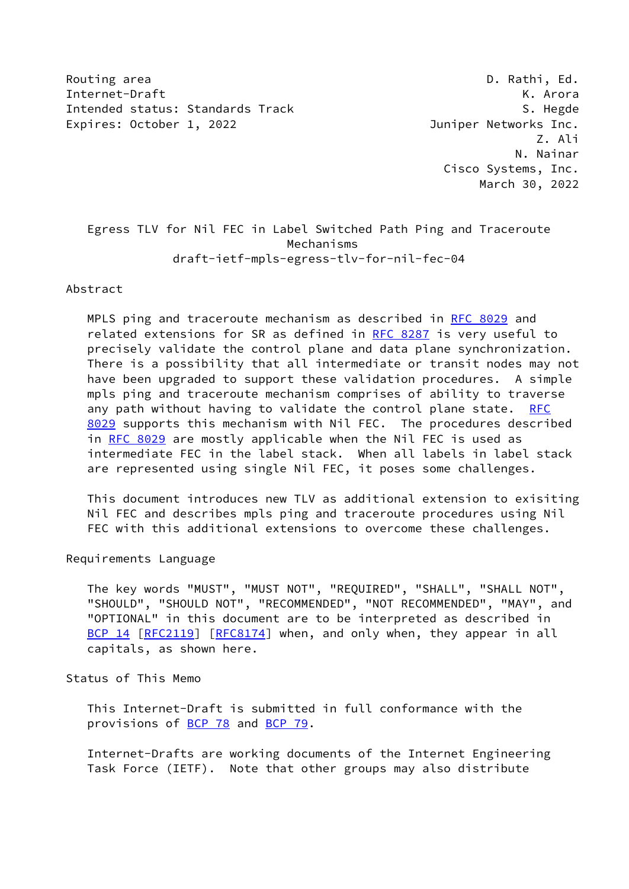Routing area D. Rathi, Ed.
Internet-Draft K. Arora
Intended status: Standards Track S. Hegde
Expires: October 1, 2022 Juniper Networks Inc.
Z. Ali
N. Nainar
Cisco Systems, Inc.
March 30, 2022

# Egress TLV for Nil FEC in Label Switched Path Ping and Traceroute Mechanisms

draft-ietf-mpls-egress-tlv-for-nil-fec-04

## Abstract

MPLS ping and traceroute mechanism as described in RFC 8029 and related extensions for SR as defined in RFC 8287 is very useful to precisely validate the control plane and data plane synchronization. There is a possibility that all intermediate or transit nodes may not have been upgraded to support these validation procedures. A simple mpls ping and traceroute mechanism comprises of ability to traverse any path without having to validate the control plane state. RFC 8029 supports this mechanism with Nil FEC. The procedures described in RFC 8029 are mostly applicable when the Nil FEC is used as intermediate FEC in the label stack. When all labels in label stack are represented using single Nil FEC, it poses some challenges.

This document introduces new TLV as additional extension to exisiting Nil FEC and describes mpls ping and traceroute procedures using Nil FEC with this additional extensions to overcome these challenges.

## Requirements Language

The key words "MUST", "MUST NOT", "REQUIRED", "SHALL", "SHALL NOT", "SHOULD", "SHOULD NOT", "RECOMMENDED", "NOT RECOMMENDED", "MAY", and "OPTIONAL" in this document are to be interpreted as described in BCP 14 [RFC2119] [RFC8174] when, and only when, they appear in all capitals, as shown here.

## Status of This Memo

This Internet-Draft is submitted in full conformance with the provisions of BCP 78 and BCP 79.

Internet-Drafts are working documents of the Internet Engineering Task Force (IETF). Note that other groups may also distribute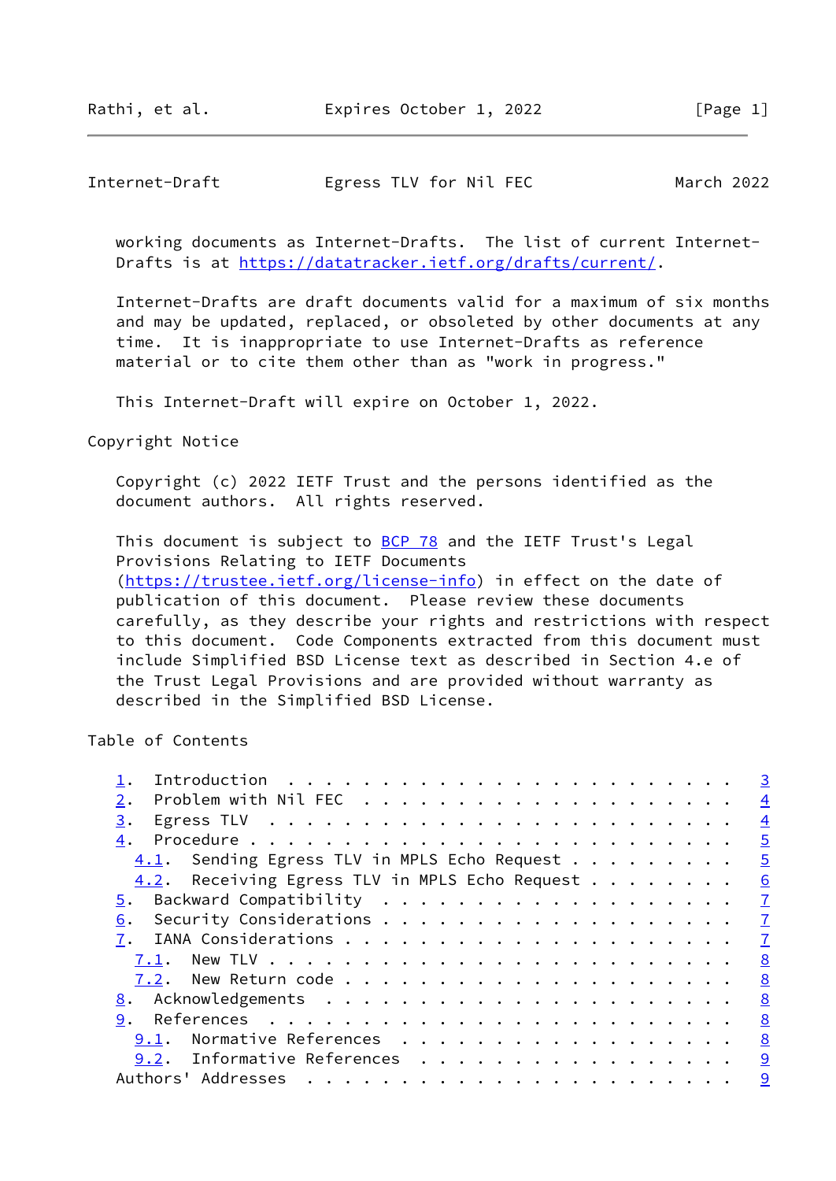working documents as Internet-Drafts. The list of current Internet-Drafts is at https://datatracker.ietf.org/drafts/current/.

Internet-Drafts are draft documents valid for a maximum of six months and may be updated, replaced, or obsoleted by other documents at any time. It is inappropriate to use Internet-Drafts as reference material or to cite them other than as "work in progress."

This Internet-Draft will expire on October 1, 2022.

## Copyright Notice

Copyright (c) 2022 IETF Trust and the persons identified as the document authors. All rights reserved.

This document is subject to BCP 78 and the IETF Trust's Legal Provisions Relating to IETF Documents (https://trustee.ietf.org/license-info) in effect on the date of publication of this document. Please review these documents carefully, as they describe your rights and restrictions with respect to this document. Code Components extracted from this document must include Simplified BSD License text as described in Section 4.e of the Trust Legal Provisions and are provided without warranty as described in the Simplified BSD License.

## Table of Contents

```
   1.  Introduction . . . . . . . . . . . . . . . . . . . . . . . .   3
   2.  Problem with Nil FEC . . . . . . . . . . . . . . . . . . . .   4
   3.  Egress TLV . . . . . . . . . . . . . . . . . . . . . . . . .   4
   4.  Procedure . . . . . . . . . . . . . . . . . . . . . . . . . .   5
     4.1.  Sending Egress TLV in MPLS Echo Request . . . . . . . . .   5
     4.2.  Receiving Egress TLV in MPLS Echo Request . . . . . . . .   6
   5.  Backward Compatibility . . . . . . . . . . . . . . . . . . .   7
   6.  Security Considerations . . . . . . . . . . . . . . . . . . .   7
   7.  IANA Considerations . . . . . . . . . . . . . . . . . . . . .   7
     7.1.  New TLV . . . . . . . . . . . . . . . . . . . . . . . . .   8
     7.2.  New Return code . . . . . . . . . . . . . . . . . . . . .   8
   8.  Acknowledgements . . . . . . . . . . . . . . . . . . . . . .   8
   9.  References . . . . . . . . . . . . . . . . . . . . . . . . .   8
     9.1.  Normative References . . . . . . . . . . . . . . . . . .   8
     9.2.  Informative References . . . . . . . . . . . . . . . . .   9
   Authors' Addresses . . . . . . . . . . . . . . . . . . . . . . .   9
```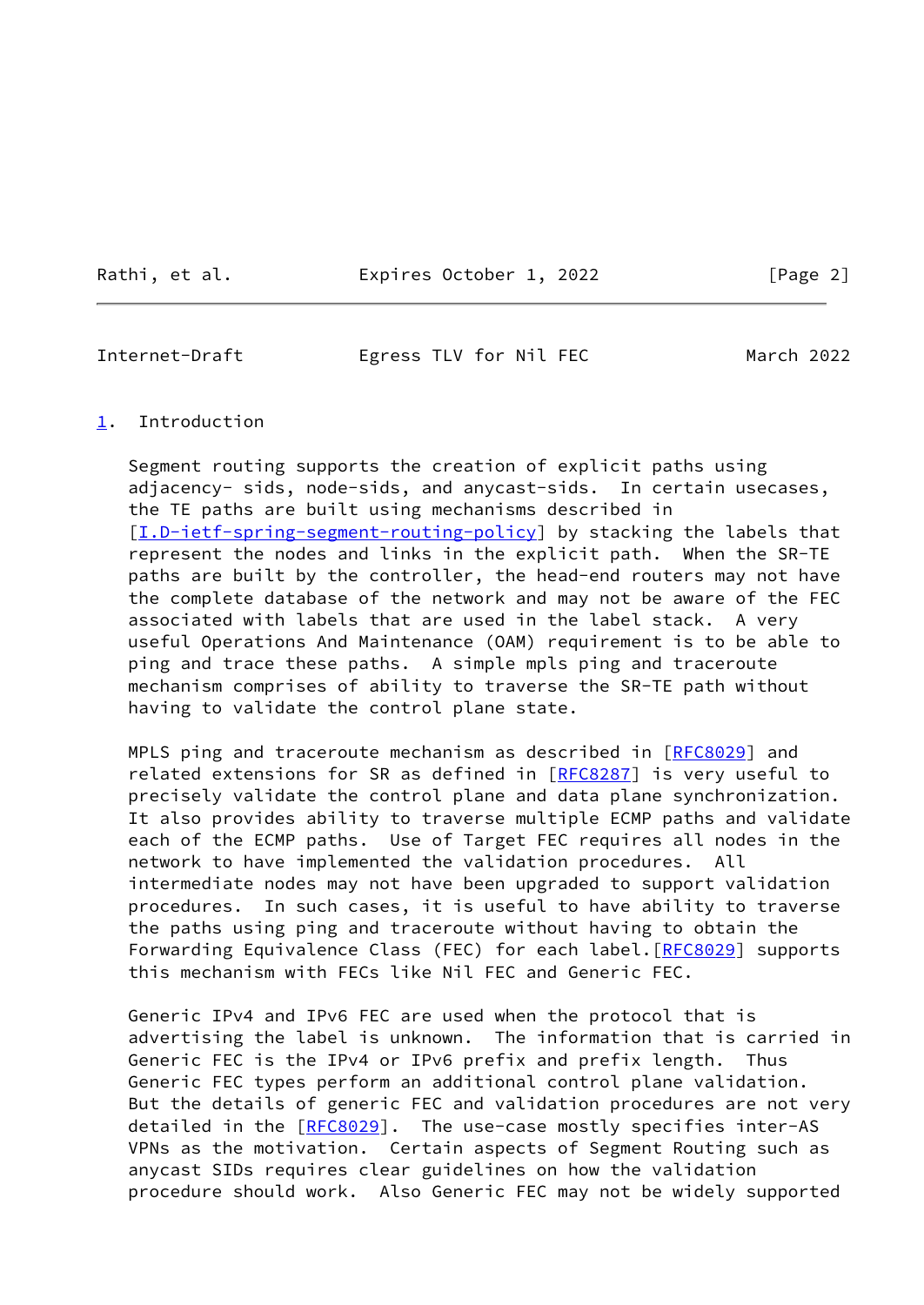## 1. Introduction

Segment routing supports the creation of explicit paths using adjacency- sids, node-sids, and anycast-sids. In certain usecases, the TE paths are built using mechanisms described in [I.D-ietf-spring-segment-routing-policy] by stacking the labels that represent the nodes and links in the explicit path. When the SR-TE paths are built by the controller, the head-end routers may not have the complete database of the network and may not be aware of the FEC associated with labels that are used in the label stack. A very useful Operations And Maintenance (OAM) requirement is to be able to ping and trace these paths. A simple mpls ping and traceroute mechanism comprises of ability to traverse the SR-TE path without having to validate the control plane state.

MPLS ping and traceroute mechanism as described in [RFC8029] and related extensions for SR as defined in [RFC8287] is very useful to precisely validate the control plane and data plane synchronization. It also provides ability to traverse multiple ECMP paths and validate each of the ECMP paths. Use of Target FEC requires all nodes in the network to have implemented the validation procedures. All intermediate nodes may not have been upgraded to support validation procedures. In such cases, it is useful to have ability to traverse the paths using ping and traceroute without having to obtain the Forwarding Equivalence Class (FEC) for each label.[RFC8029] supports this mechanism with FECs like Nil FEC and Generic FEC.

Generic IPv4 and IPv6 FEC are used when the protocol that is advertising the label is unknown. The information that is carried in Generic FEC is the IPv4 or IPv6 prefix and prefix length. Thus Generic FEC types perform an additional control plane validation. But the details of generic FEC and validation procedures are not very detailed in the [RFC8029]. The use-case mostly specifies inter-AS VPNs as the motivation. Certain aspects of Segment Routing such as anycast SIDs requires clear guidelines on how the validation procedure should work. Also Generic FEC may not be widely supported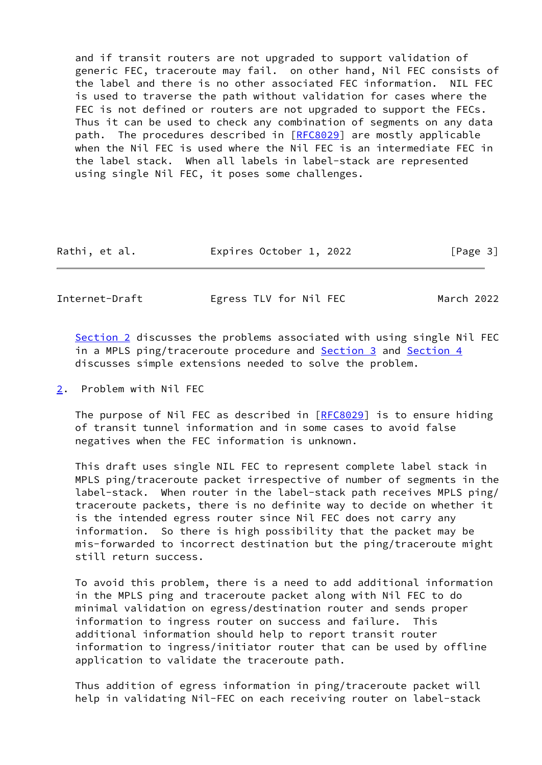and if transit routers are not upgraded to support validation of generic FEC, traceroute may fail. on other hand, Nil FEC consists of the label and there is no other associated FEC information. NIL FEC is used to traverse the path without validation for cases where the FEC is not defined or routers are not upgraded to support the FECs. Thus it can be used to check any combination of segments on any data path. The procedures described in [RFC8029] are mostly applicable when the Nil FEC is used where the Nil FEC is an intermediate FEC in the label stack. When all labels in label-stack are represented using single Nil FEC, it poses some challenges.

Section 2 discusses the problems associated with using single Nil FEC in a MPLS ping/traceroute procedure and Section 3 and Section 4 discusses simple extensions needed to solve the problem.

## 2. Problem with Nil FEC

The purpose of Nil FEC as described in [RFC8029] is to ensure hiding of transit tunnel information and in some cases to avoid false negatives when the FEC information is unknown.

This draft uses single NIL FEC to represent complete label stack in MPLS ping/traceroute packet irrespective of number of segments in the label-stack. When router in the label-stack path receives MPLS ping/traceroute packets, there is no definite way to decide on whether it is the intended egress router since Nil FEC does not carry any information. So there is high possibility that the packet may be mis-forwarded to incorrect destination but the ping/traceroute might still return success.

To avoid this problem, there is a need to add additional information in the MPLS ping and traceroute packet along with Nil FEC to do minimal validation on egress/destination router and sends proper information to ingress router on success and failure. This additional information should help to report transit router information to ingress/initiator router that can be used by offline application to validate the traceroute path.

Thus addition of egress information in ping/traceroute packet will help in validating Nil-FEC on each receiving router on label-stack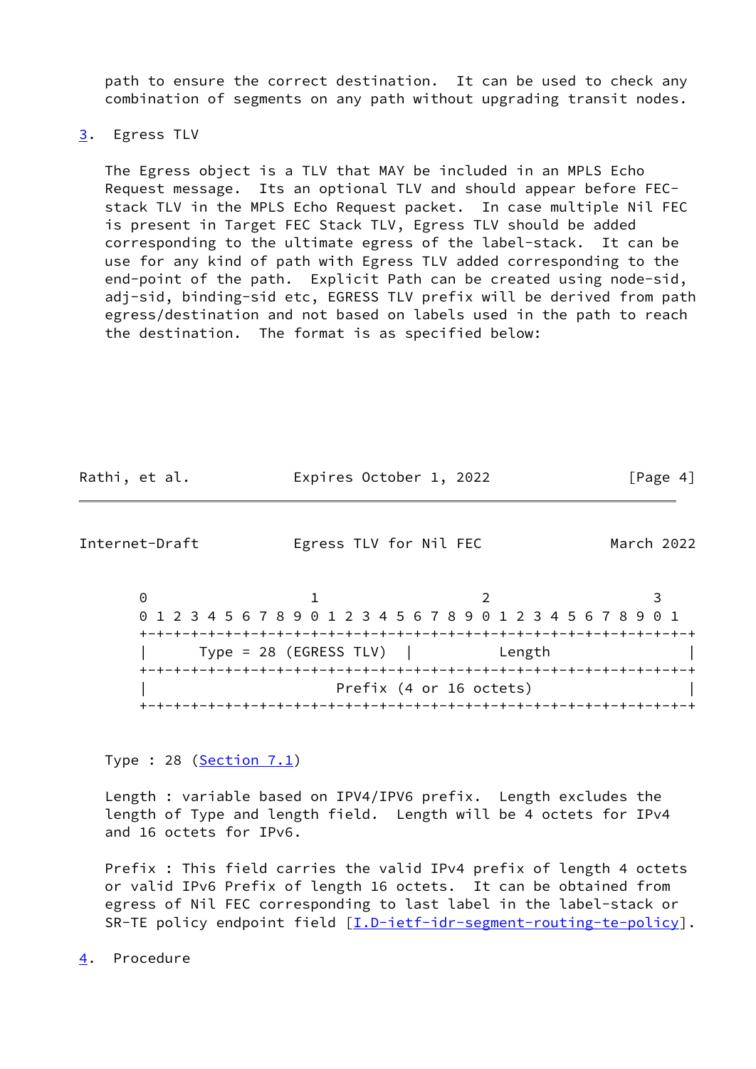path to ensure the correct destination. It can be used to check any combination of segments on any path without upgrading transit nodes.

## 3. Egress TLV

The Egress object is a TLV that MAY be included in an MPLS Echo Request message. Its an optional TLV and should appear before FEC-stack TLV in the MPLS Echo Request packet. In case multiple Nil FEC is present in Target FEC Stack TLV, Egress TLV should be added corresponding to the ultimate egress of the label-stack. It can be use for any kind of path with Egress TLV added corresponding to the end-point of the path. Explicit Path can be created using node-sid, adj-sid, binding-sid etc, EGRESS TLV prefix will be derived from path egress/destination and not based on labels used in the path to reach the destination. The format is as specified below:

```
 0                   1                   2                   3
 0 1 2 3 4 5 6 7 8 9 0 1 2 3 4 5 6 7 8 9 0 1 2 3 4 5 6 7 8 9 0 1
+-+-+-+-+-+-+-+-+-+-+-+-+-+-+-+-+-+-+-+-+-+-+-+-+-+-+-+-+-+-+-+-+
|      Type = 28 (EGRESS TLV)   |           Length              |
+-+-+-+-+-+-+-+-+-+-+-+-+-+-+-+-+-+-+-+-+-+-+-+-+-+-+-+-+-+-+-+-+
|                         Prefix (4 or 16 octets)               |
+-+-+-+-+-+-+-+-+-+-+-+-+-+-+-+-+-+-+-+-+-+-+-+-+-+-+-+-+-+-+-+-+
```

Type : 28 (Section 7.1)

Length : variable based on IPV4/IPV6 prefix. Length excludes the length of Type and length field. Length will be 4 octets for IPv4 and 16 octets for IPv6.

Prefix : This field carries the valid IPv4 prefix of length 4 octets or valid IPv6 Prefix of length 16 octets. It can be obtained from egress of Nil FEC corresponding to last label in the label-stack or SR-TE policy endpoint field [I.D-ietf-idr-segment-routing-te-policy].

## 4. Procedure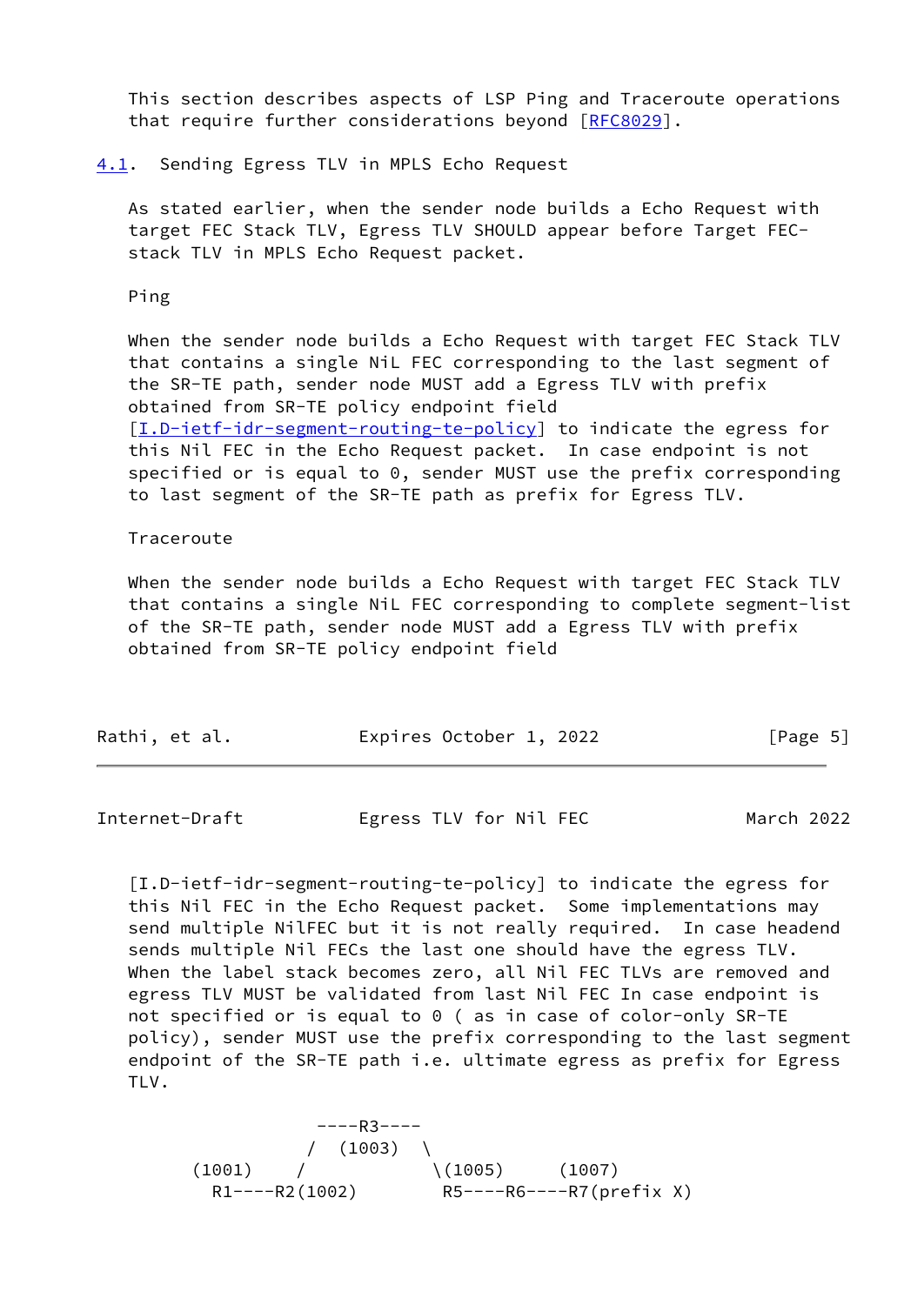This section describes aspects of LSP Ping and Traceroute operations that require further considerations beyond [RFC8029].

## 4.1. Sending Egress TLV in MPLS Echo Request

As stated earlier, when the sender node builds a Echo Request with target FEC Stack TLV, Egress TLV SHOULD appear before Target FEC-stack TLV in MPLS Echo Request packet.

Ping

When the sender node builds a Echo Request with target FEC Stack TLV that contains a single NiL FEC corresponding to the last segment of the SR-TE path, sender node MUST add a Egress TLV with prefix obtained from SR-TE policy endpoint field [I.D-ietf-idr-segment-routing-te-policy] to indicate the egress for this Nil FEC in the Echo Request packet. In case endpoint is not specified or is equal to 0, sender MUST use the prefix corresponding to last segment of the SR-TE path as prefix for Egress TLV.

Traceroute

When the sender node builds a Echo Request with target FEC Stack TLV that contains a single NiL FEC corresponding to complete segment-list of the SR-TE path, sender node MUST add a Egress TLV with prefix obtained from SR-TE policy endpoint field [I.D-ietf-idr-segment-routing-te-policy] to indicate the egress for this Nil FEC in the Echo Request packet. Some implementations may send multiple NilFEC but it is not really required. In case headend sends multiple Nil FECs the last one should have the egress TLV. When the label stack becomes zero, all Nil FEC TLVs are removed and egress TLV MUST be validated from last Nil FEC In case endpoint is not specified or is equal to 0 ( as in case of color-only SR-TE policy), sender MUST use the prefix corresponding to the last segment endpoint of the SR-TE path i.e. ultimate egress as prefix for Egress TLV.

```
                ----R3----
               /  (1003)  \
      (1001)    /           \(1005)     (1007)
        R1----R2(1002)        R5----R6----R7(prefix X)
```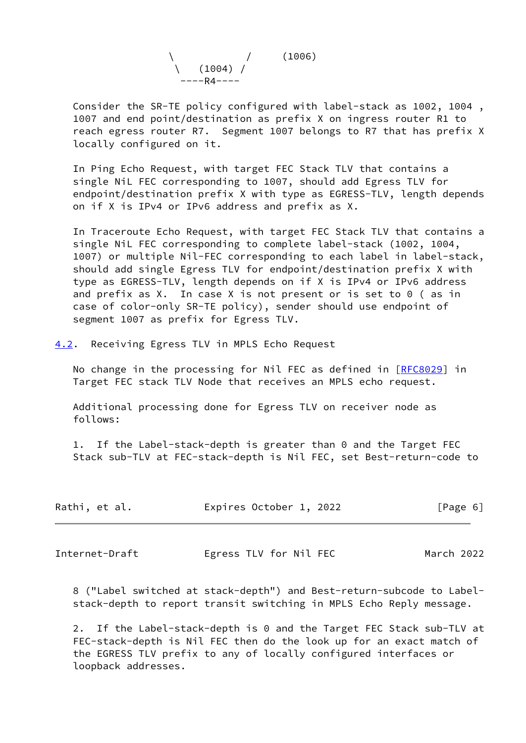```
                 \           /     (1006)
                  \   (1004) /
                   ----R4----
```

Consider the SR-TE policy configured with label-stack as 1002, 1004 , 1007 and end point/destination as prefix X on ingress router R1 to reach egress router R7. Segment 1007 belongs to R7 that has prefix X locally configured on it.

In Ping Echo Request, with target FEC Stack TLV that contains a single NiL FEC corresponding to 1007, should add Egress TLV for endpoint/destination prefix X with type as EGRESS-TLV, length depends on if X is IPv4 or IPv6 address and prefix as X.

In Traceroute Echo Request, with target FEC Stack TLV that contains a single NiL FEC corresponding to complete label-stack (1002, 1004, 1007) or multiple Nil-FEC corresponding to each label in label-stack, should add single Egress TLV for endpoint/destination prefix X with type as EGRESS-TLV, length depends on if X is IPv4 or IPv6 address and prefix as X. In case X is not present or is set to 0 ( as in case of color-only SR-TE policy), sender should use endpoint of segment 1007 as prefix for Egress TLV.

### 4.2. Receiving Egress TLV in MPLS Echo Request

No change in the processing for Nil FEC as defined in [RFC8029] in Target FEC stack TLV Node that receives an MPLS echo request.

Additional processing done for Egress TLV on receiver node as follows:

1. If the Label-stack-depth is greater than 0 and the Target FEC Stack sub-TLV at FEC-stack-depth is Nil FEC, set Best-return-code to 8 ("Label switched at stack-depth") and Best-return-subcode to Label-stack-depth to report transit switching in MPLS Echo Reply message.

2. If the Label-stack-depth is 0 and the Target FEC Stack sub-TLV at FEC-stack-depth is Nil FEC then do the look up for an exact match of the EGRESS TLV prefix to any of locally configured interfaces or loopback addresses.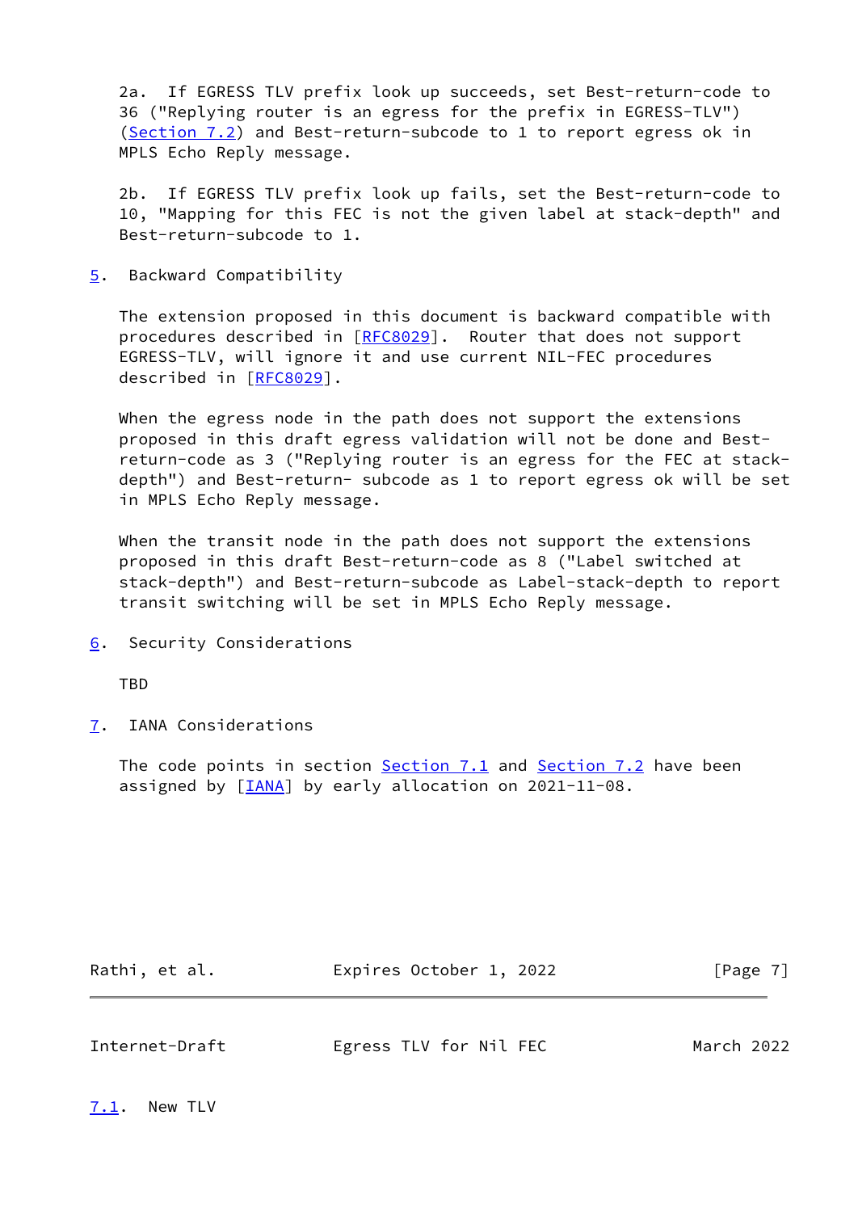2a. If EGRESS TLV prefix look up succeeds, set Best-return-code to 36 ("Replying router is an egress for the prefix in EGRESS-TLV") (Section 7.2) and Best-return-subcode to 1 to report egress ok in MPLS Echo Reply message.

2b. If EGRESS TLV prefix look up fails, set the Best-return-code to 10, "Mapping for this FEC is not the given label at stack-depth" and Best-return-subcode to 1.

## 5. Backward Compatibility

The extension proposed in this document is backward compatible with procedures described in [RFC8029]. Router that does not support EGRESS-TLV, will ignore it and use current NIL-FEC procedures described in [RFC8029].

When the egress node in the path does not support the extensions proposed in this draft egress validation will not be done and Best-return-code as 3 ("Replying router is an egress for the FEC at stack-depth") and Best-return- subcode as 1 to report egress ok will be set in MPLS Echo Reply message.

When the transit node in the path does not support the extensions proposed in this draft Best-return-code as 8 ("Label switched at stack-depth") and Best-return-subcode as Label-stack-depth to report transit switching will be set in MPLS Echo Reply message.

## 6. Security Considerations

TBD

## 7. IANA Considerations

The code points in section Section 7.1 and Section 7.2 have been assigned by [IANA] by early allocation on 2021-11-08.

### 7.1. New TLV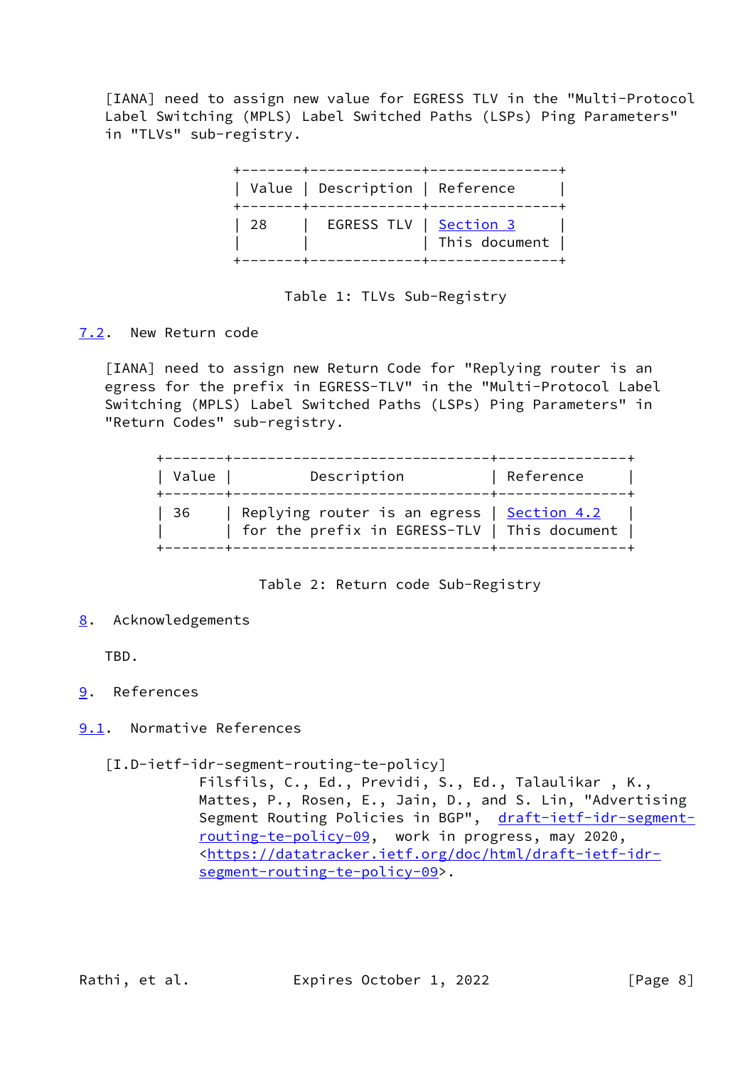[IANA] need to assign new value for EGRESS TLV in the "Multi-Protocol Label Switching (MPLS) Label Switched Paths (LSPs) Ping Parameters" in "TLVs" sub-registry.

| Value | Description | Reference |
| --- | --- | --- |
| 28 | EGRESS TLV | Section 3 This document |

Table 1: TLVs Sub-Registry

### 7.2. New Return code

[IANA] need to assign new Return Code for "Replying router is an egress for the prefix in EGRESS-TLV" in the "Multi-Protocol Label Switching (MPLS) Label Switched Paths (LSPs) Ping Parameters" in "Return Codes" sub-registry.

| Value | Description | Reference |
| --- | --- | --- |
| 36 | Replying router is an egress for the prefix in EGRESS-TLV | Section 4.2 This document |

Table 2: Return code Sub-Registry

## 8. Acknowledgements

TBD.

## 9. References

### 9.1. Normative References

[I.D-ietf-idr-segment-routing-te-policy]
Filsfils, C., Ed., Previdi, S., Ed., Talaulikar , K., Mattes, P., Rosen, E., Jain, D., and S. Lin, "Advertising Segment Routing Policies in BGP", draft-ietf-idr-segment-routing-te-policy-09, work in progress, may 2020, <https://datatracker.ietf.org/doc/html/draft-ietf-idr-segment-routing-te-policy-09>.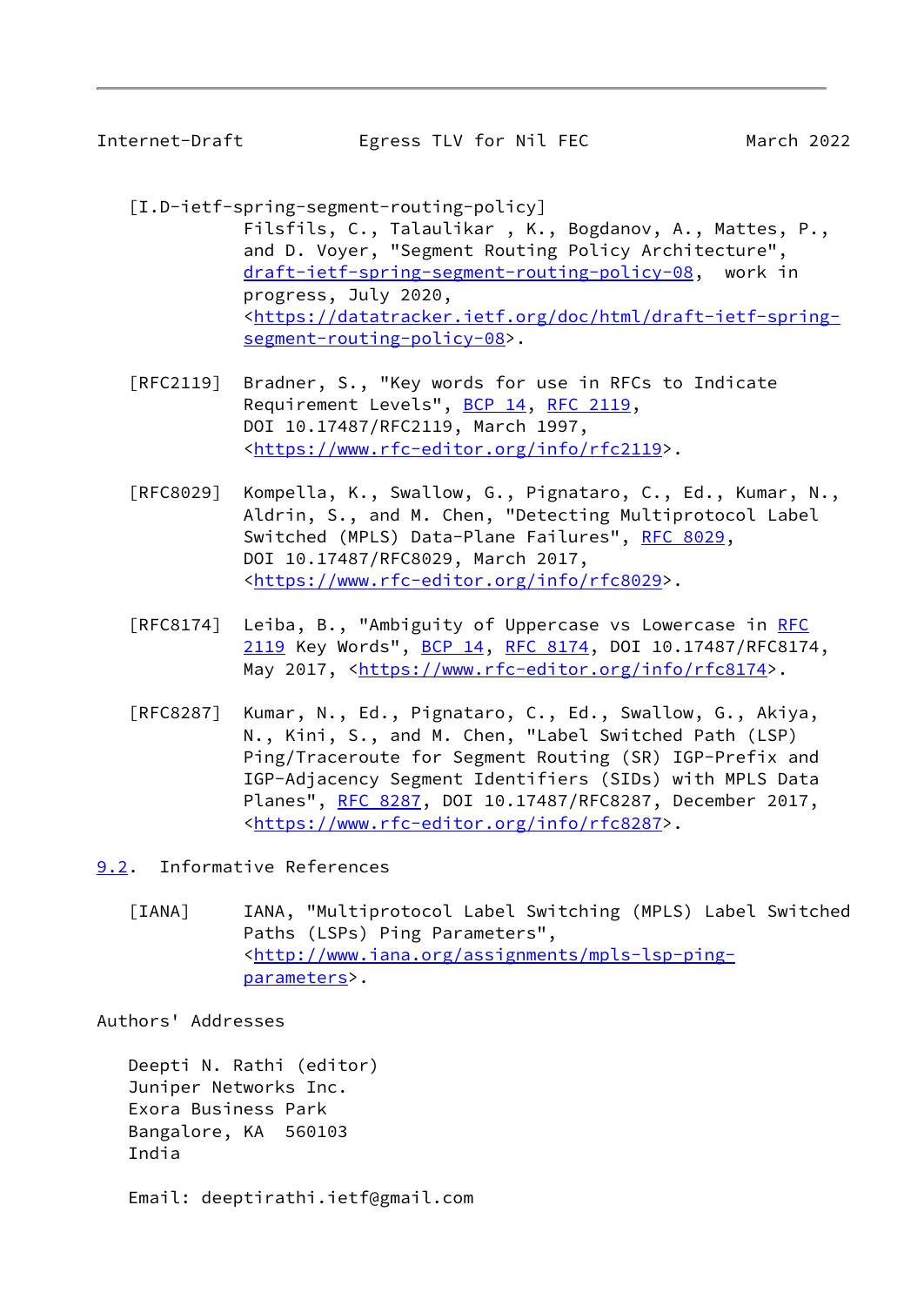[I.D-ietf-spring-segment-routing-policy]
Filsfils, C., Talaulikar , K., Bogdanov, A., Mattes, P., and D. Voyer, "Segment Routing Policy Architecture", draft-ietf-spring-segment-routing-policy-08, work in progress, July 2020, <https://datatracker.ietf.org/doc/html/draft-ietf-spring-segment-routing-policy-08>.

[RFC2119] Bradner, S., "Key words for use in RFCs to Indicate Requirement Levels", BCP 14, RFC 2119, DOI 10.17487/RFC2119, March 1997, <https://www.rfc-editor.org/info/rfc2119>.

[RFC8029] Kompella, K., Swallow, G., Pignataro, C., Ed., Kumar, N., Aldrin, S., and M. Chen, "Detecting Multiprotocol Label Switched (MPLS) Data-Plane Failures", RFC 8029, DOI 10.17487/RFC8029, March 2017, <https://www.rfc-editor.org/info/rfc8029>.

[RFC8174] Leiba, B., "Ambiguity of Uppercase vs Lowercase in RFC 2119 Key Words", BCP 14, RFC 8174, DOI 10.17487/RFC8174, May 2017, <https://www.rfc-editor.org/info/rfc8174>.

[RFC8287] Kumar, N., Ed., Pignataro, C., Ed., Swallow, G., Akiya, N., Kini, S., and M. Chen, "Label Switched Path (LSP) Ping/Traceroute for Segment Routing (SR) IGP-Prefix and IGP-Adjacency Segment Identifiers (SIDs) with MPLS Data Planes", RFC 8287, DOI 10.17487/RFC8287, December 2017, <https://www.rfc-editor.org/info/rfc8287>.

### 9.2. Informative References

[IANA] IANA, "Multiprotocol Label Switching (MPLS) Label Switched Paths (LSPs) Ping Parameters", <http://www.iana.org/assignments/mpls-lsp-ping-parameters>.

## Authors' Addresses

Deepti N. Rathi (editor)
Juniper Networks Inc.
Exora Business Park
Bangalore, KA 560103
India

Email: deeptirathi.ietf@gmail.com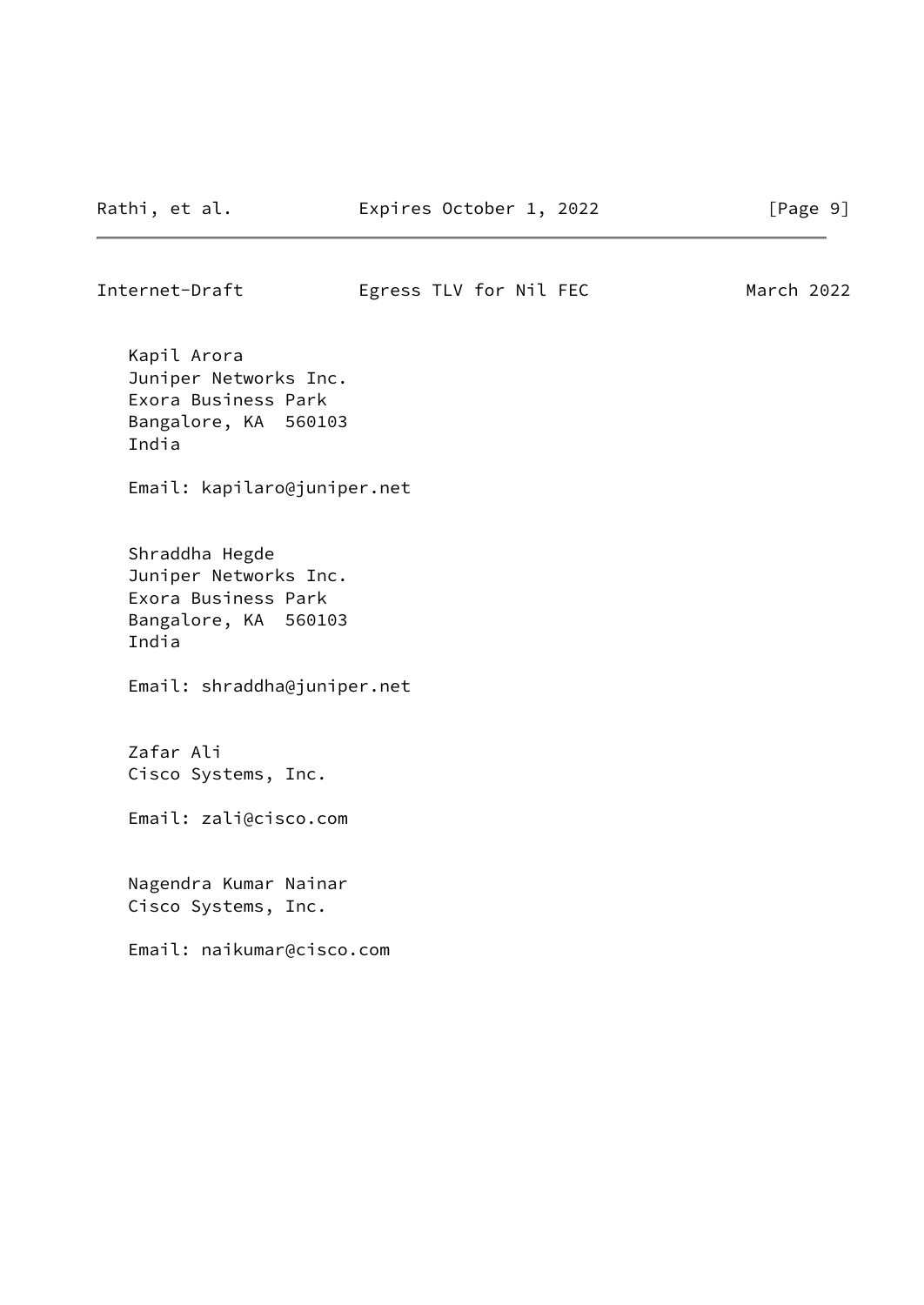Kapil Arora
Juniper Networks Inc.
Exora Business Park
Bangalore, KA  560103
India

Email: kapilaro@juniper.net

Shraddha Hegde
Juniper Networks Inc.
Exora Business Park
Bangalore, KA  560103
India

Email: shraddha@juniper.net

Zafar Ali
Cisco Systems, Inc.

Email: zali@cisco.com

Nagendra Kumar Nainar
Cisco Systems, Inc.

Email: naikumar@cisco.com